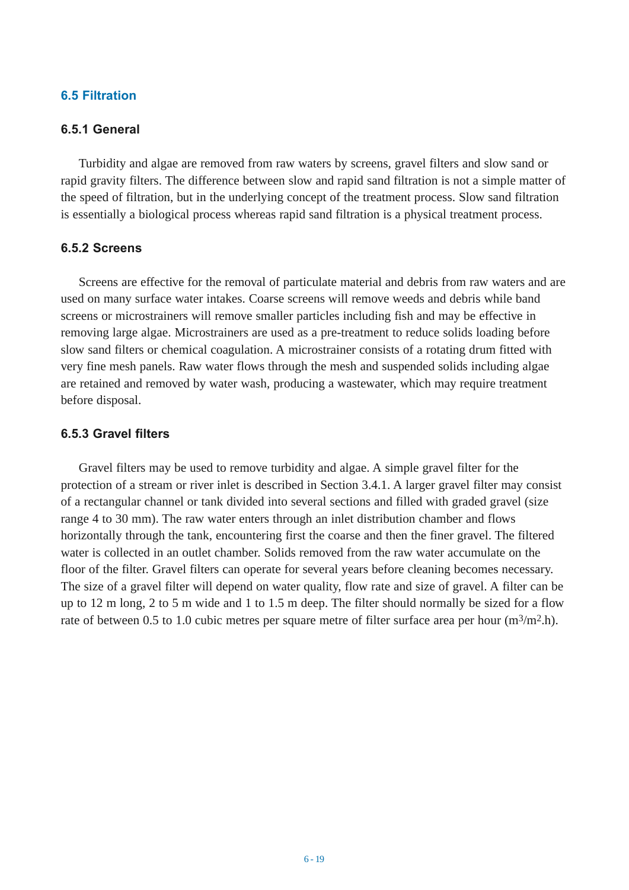## 6.5 Filtration

### 6.5.1 General

Turbidity and algae are removed from raw waters by screens, gravel filters and slow sand or rapid gravity filters. The difference between slow and rapid sand filtration is not a simple matter of the speed of filtration, but in the underlying concept of the treatment process. Slow sand filtration is essentially a biological process whereas rapid sand filtration is a physical treatment process.

### 6.5.2 Screens

Screens are effective for the removal of particulate material and debris from raw waters and are used on many surface water intakes. Coarse screens will remove weeds and debris while band screens or microstrainers will remove smaller particles including fish and may be effective in removing large algae. Microstrainers are used as a pre-treatment to reduce solids loading before slow sand filters or chemical coagulation. A microstrainer consists of a rotating drum fitted with very fine mesh panels. Raw water flows through the mesh and suspended solids including algae are retained and removed by water wash, producing a wastewater, which may require treatment before disposal.

### 6.5.3 Gravel filters

Gravel filters may be used to remove turbidity and algae. A simple gravel filter for the protection of a stream or river inlet is described in Section 3.4.1. A larger gravel filter may consist of a rectangular channel or tank divided into several sections and filled with graded gravel (size range 4 to 30 mm). The raw water enters through an inlet distribution chamber and flows horizontally through the tank, encountering first the coarse and then the finer gravel. The filtered water is collected in an outlet chamber. Solids removed from the raw water accumulate on the floor of the filter. Gravel filters can operate for several years before cleaning becomes necessary. The size of a gravel filter will depend on water quality, flow rate and size of gravel. A filter can be up to 12 m long, 2 to 5 m wide and 1 to 1.5 m deep. The filter should normally be sized for a flow rate of between 0.5 to 1.0 cubic metres per square metre of filter surface area per hour ($m^3/m^2.h$).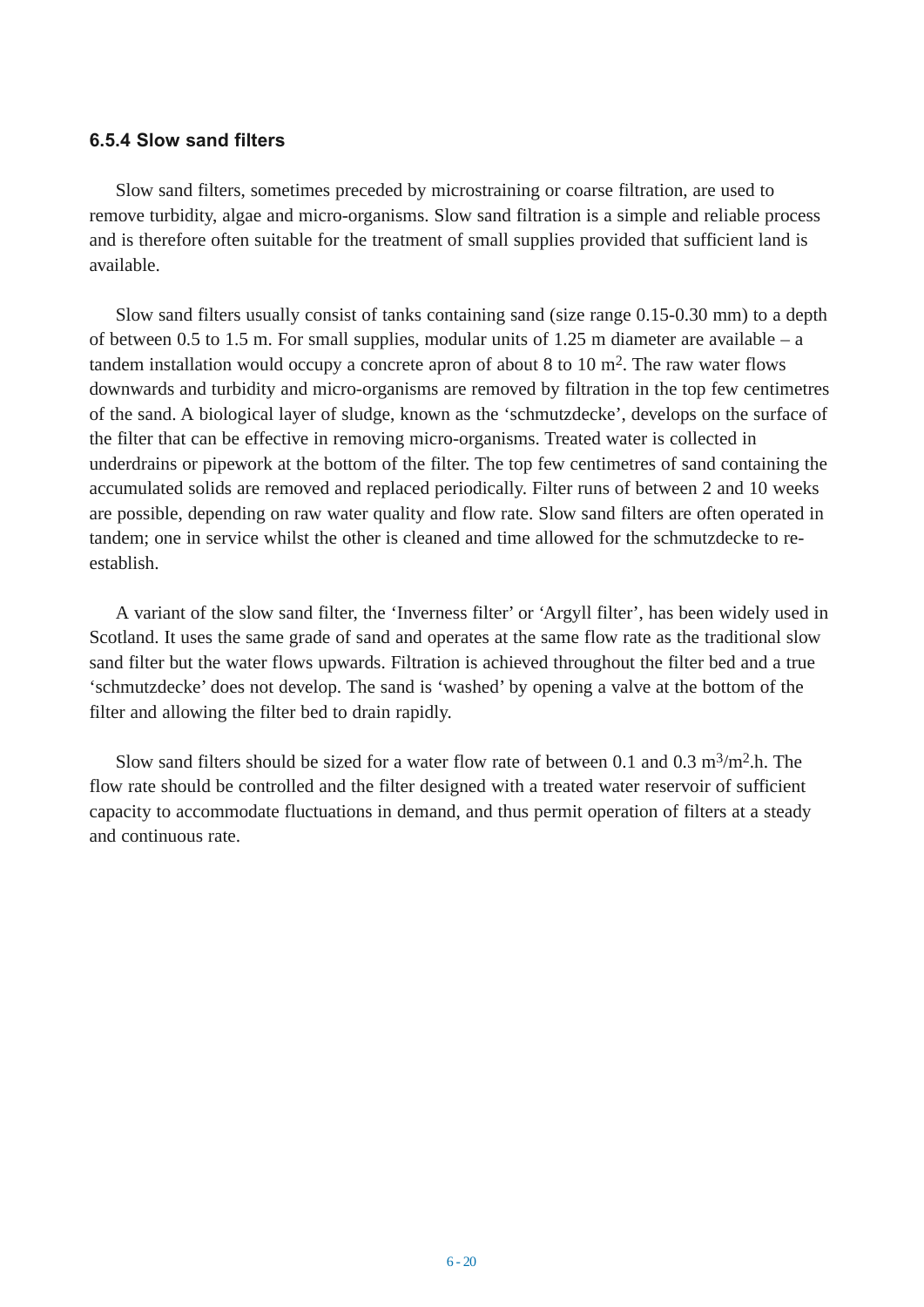### 6.5.4 Slow sand filters

Slow sand filters, sometimes preceded by microstraining or coarse filtration, are used to remove turbidity, algae and micro-organisms. Slow sand filtration is a simple and reliable process and is therefore often suitable for the treatment of small supplies provided that sufficient land is available.

Slow sand filters usually consist of tanks containing sand (size range 0.15-0.30 mm) to a depth of between 0.5 to 1.5 m. For small supplies, modular units of 1.25 m diameter are available – a tandem installation would occupy a concrete apron of about 8 to 10 $m^2$. The raw water flows downwards and turbidity and micro-organisms are removed by filtration in the top few centimetres of the sand. A biological layer of sludge, known as the 'schmutzdecke', develops on the surface of the filter that can be effective in removing micro-organisms. Treated water is collected in underdrains or pipework at the bottom of the filter. The top few centimetres of sand containing the accumulated solids are removed and replaced periodically. Filter runs of between 2 and 10 weeks are possible, depending on raw water quality and flow rate. Slow sand filters are often operated in tandem; one in service whilst the other is cleaned and time allowed for the schmutzdecke to re-establish.

A variant of the slow sand filter, the 'Inverness filter' or 'Argyll filter', has been widely used in Scotland. It uses the same grade of sand and operates at the same flow rate as the traditional slow sand filter but the water flows upwards. Filtration is achieved throughout the filter bed and a true 'schmutzdecke' does not develop. The sand is 'washed' by opening a valve at the bottom of the filter and allowing the filter bed to drain rapidly.

Slow sand filters should be sized for a water flow rate of between 0.1 and 0.3 $m^3/m^2.h$. The flow rate should be controlled and the filter designed with a treated water reservoir of sufficient capacity to accommodate fluctuations in demand, and thus permit operation of filters at a steady and continuous rate.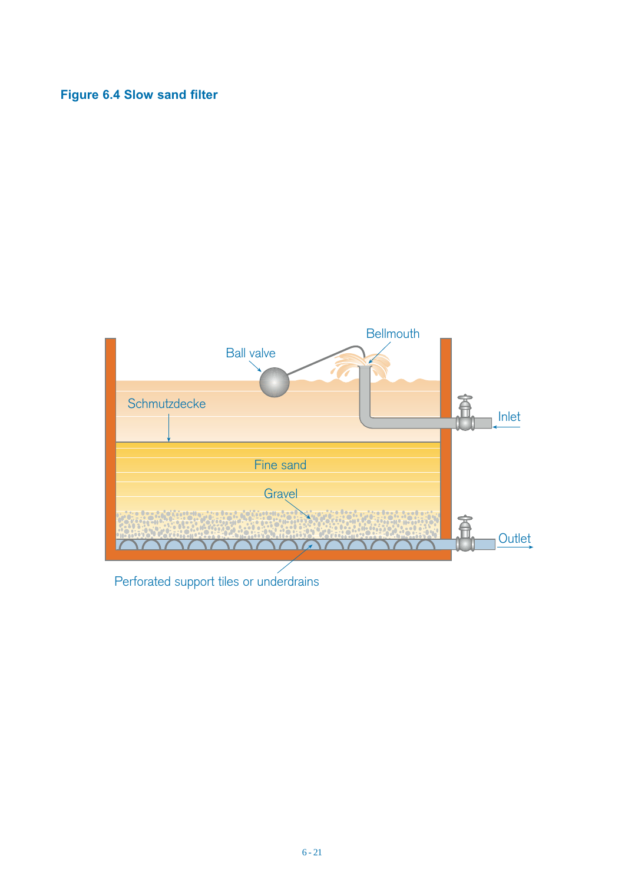### Figure 6.4 Slow sand filter

Bellmouth

Ball valve

Schmutzdecke

Inlet

Fine sand

Gravel

Outlet

Perforated support tiles or underdrains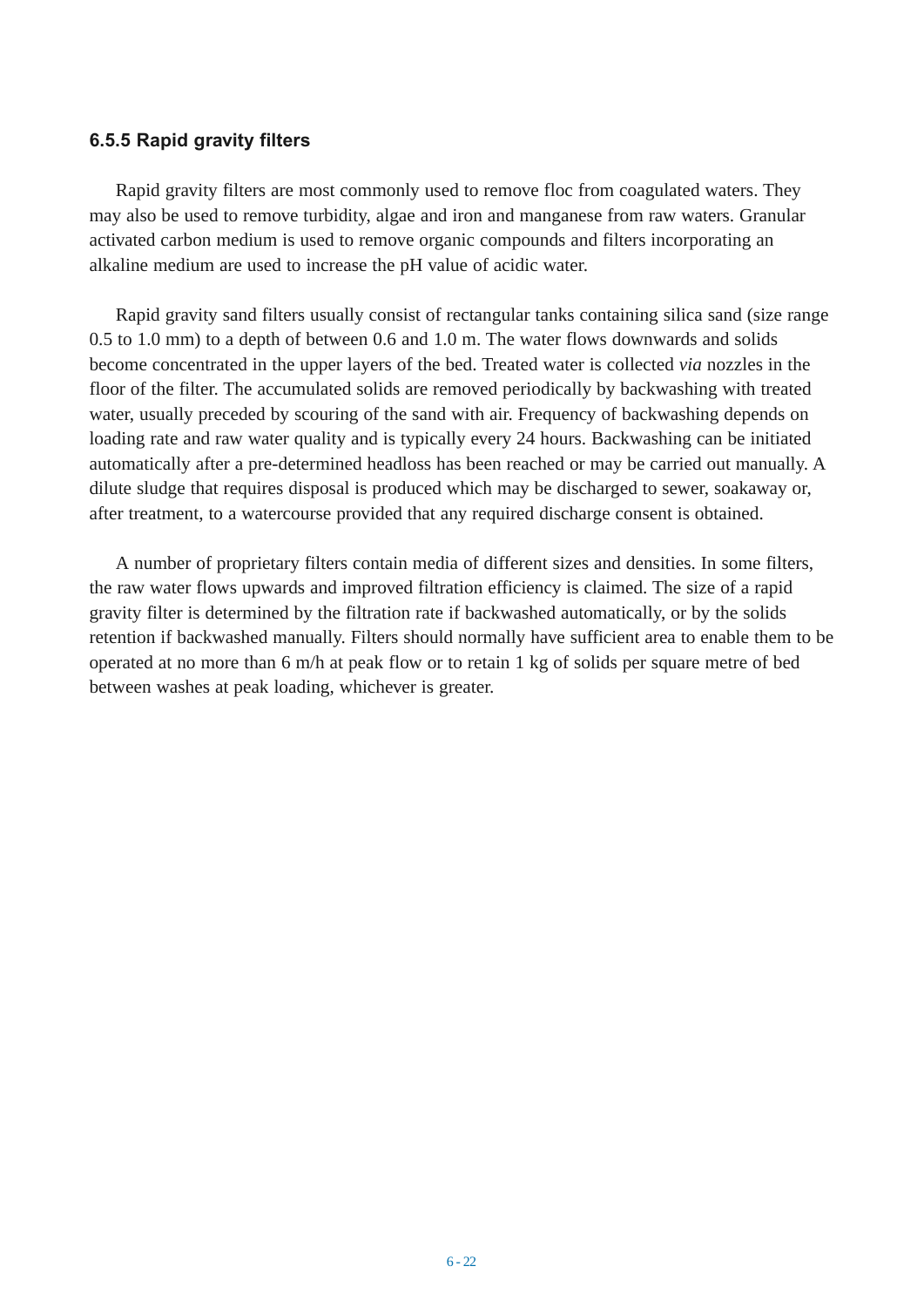### 6.5.5 Rapid gravity filters

Rapid gravity filters are most commonly used to remove floc from coagulated waters. They may also be used to remove turbidity, algae and iron and manganese from raw waters. Granular activated carbon medium is used to remove organic compounds and filters incorporating an alkaline medium are used to increase the pH value of acidic water.

Rapid gravity sand filters usually consist of rectangular tanks containing silica sand (size range 0.5 to 1.0 mm) to a depth of between 0.6 and 1.0 m. The water flows downwards and solids become concentrated in the upper layers of the bed. Treated water is collected *via* nozzles in the floor of the filter. The accumulated solids are removed periodically by backwashing with treated water, usually preceded by scouring of the sand with air. Frequency of backwashing depends on loading rate and raw water quality and is typically every 24 hours. Backwashing can be initiated automatically after a pre-determined headloss has been reached or may be carried out manually. A dilute sludge that requires disposal is produced which may be discharged to sewer, soakaway or, after treatment, to a watercourse provided that any required discharge consent is obtained.

A number of proprietary filters contain media of different sizes and densities. In some filters, the raw water flows upwards and improved filtration efficiency is claimed. The size of a rapid gravity filter is determined by the filtration rate if backwashed automatically, or by the solids retention if backwashed manually. Filters should normally have sufficient area to enable them to be operated at no more than 6 m/h at peak flow or to retain 1 kg of solids per square metre of bed between washes at peak loading, whichever is greater.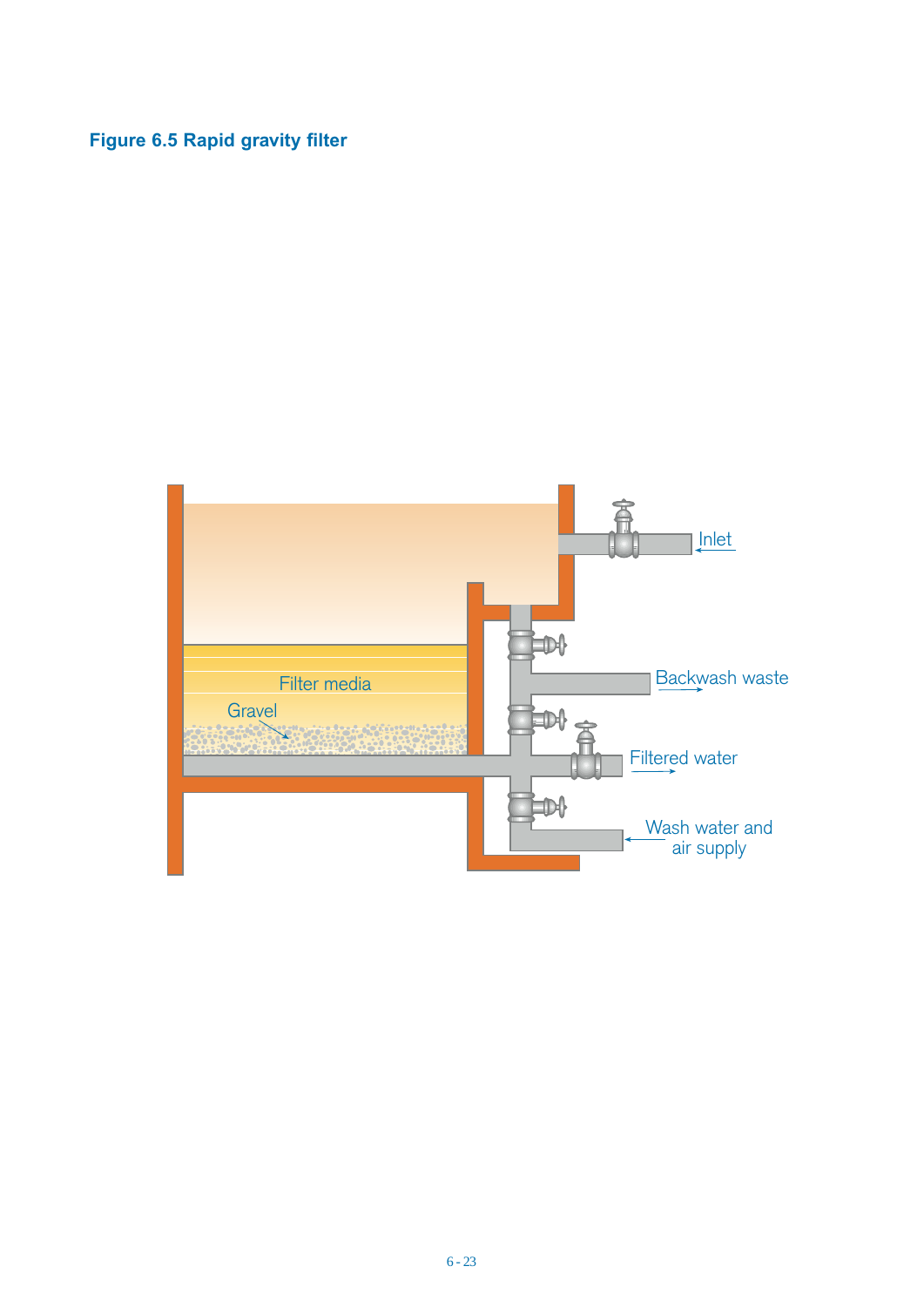**Figure 6.5 Rapid gravity filter**

Inlet

Backwash waste

Filter media

Gravel

Filtered water

Wash water and air supply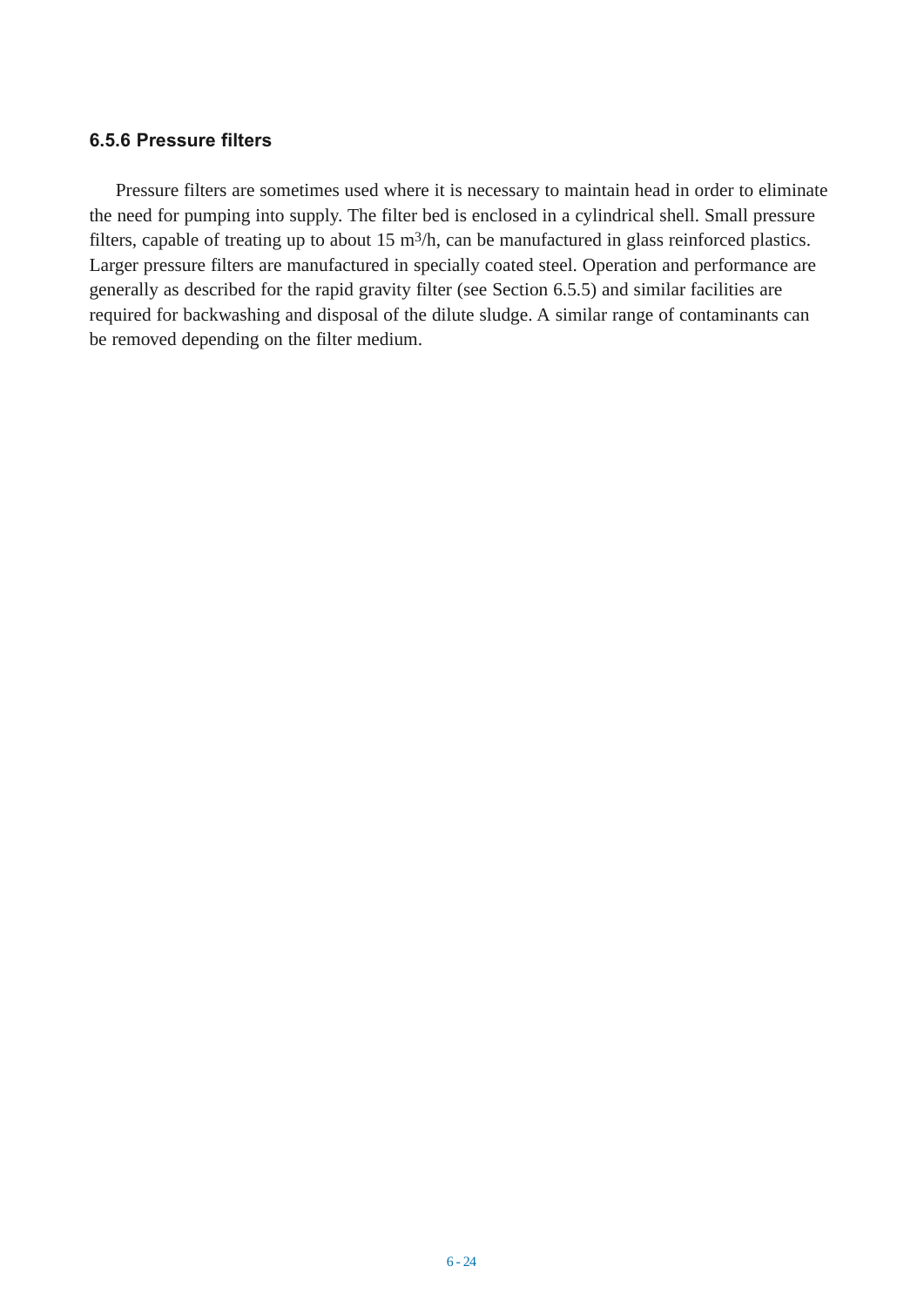### 6.5.6 Pressure filters

Pressure filters are sometimes used where it is necessary to maintain head in order to eliminate the need for pumping into supply. The filter bed is enclosed in a cylindrical shell. Small pressure filters, capable of treating up to about 15 $m^3/h$, can be manufactured in glass reinforced plastics. Larger pressure filters are manufactured in specially coated steel. Operation and performance are generally as described for the rapid gravity filter (see Section 6.5.5) and similar facilities are required for backwashing and disposal of the dilute sludge. A similar range of contaminants can be removed depending on the filter medium.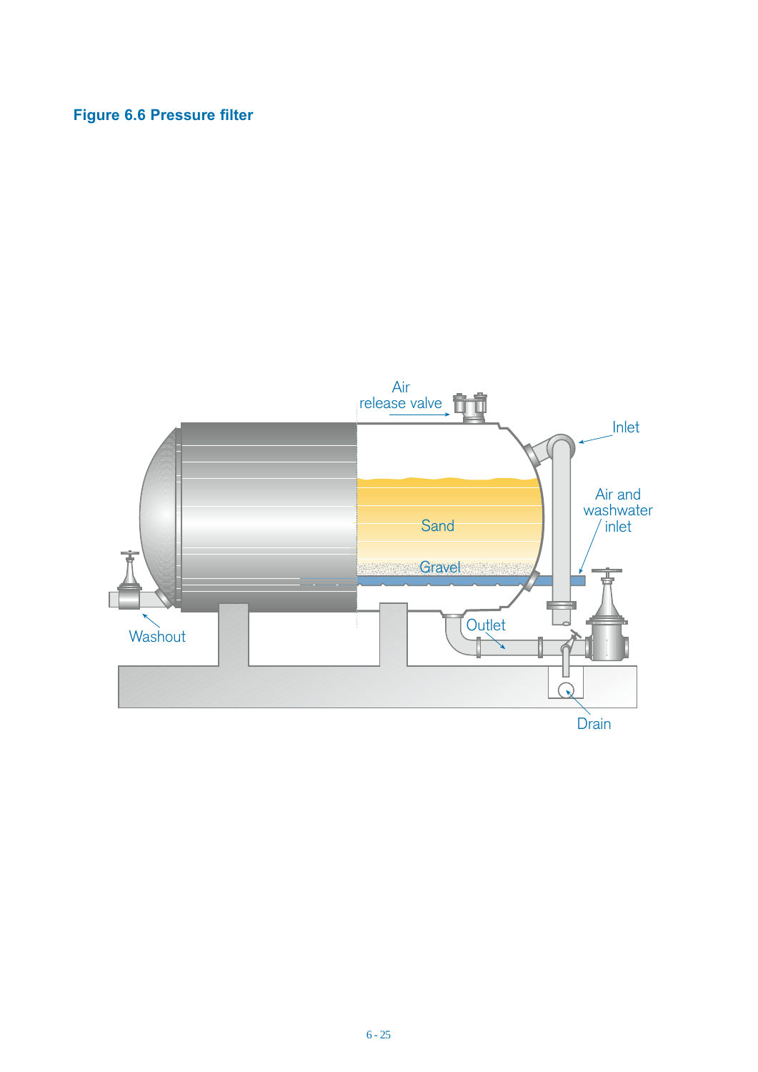**Figure 6.6 Pressure filter**

Air release valve

Inlet

Air and washwater inlet

Sand

Gravel

Outlet

Washout

Drain